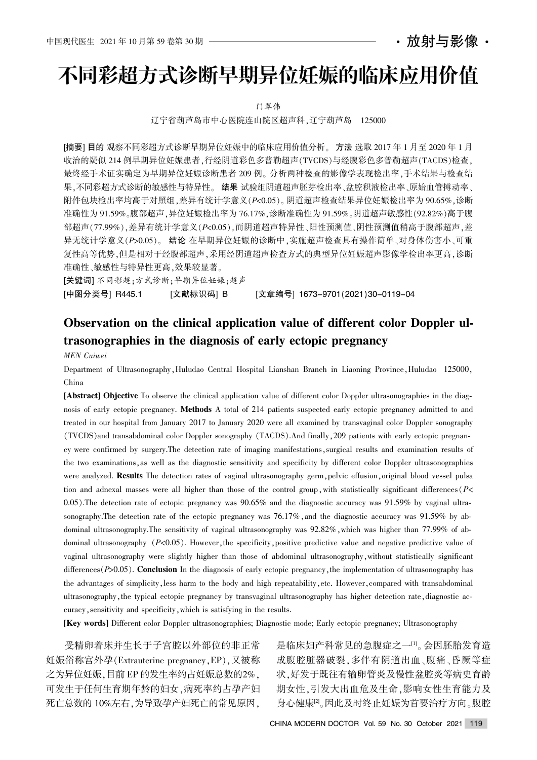# 不同彩超方式诊断早期异位妊娠的临床应用价值

门翠伟

辽宁省葫芦岛市中心医院连山院区超声科，辽宁葫芦岛 125000

**[摘要] 目的** 观察不同彩超方式诊断早期异位妊娠中的临床应用价值分析。**方法** 选取 2017 年 1 月至 2020 年 1 月收治的疑似 214 例早期异位妊娠患者，行经阴道彩色多普勒超声(TVCDS)与经腹彩色多普勒超声(TACDS)检查，最终经手术证实确定为早期异位妊娠诊断患者 209 例。分析两种检查的影像学表现检出率，手术结果与检查结果，不同彩超方式诊断的敏感性与特异性。**结果** 试验组阴道超声胚芽检出率、盆腔积液检出率、原始血管搏动率、附件包块检出率均高于对照组，差异有统计学意义($P$<0.05)。阴道超声检查结果异位妊娠检出率为 90.65%，诊断准确性为 91.59%。腹部超声，异位妊娠检出率为 76.17%，诊断准确性为 91.59%。阴道超声敏感性(92.82%)高于腹部超声(77.99%)，差异有统计学意义($P$<0.05)。而阴道超声特异性、阳性预测值、阴性预测值稍高于腹部超声，差异无统计学意义($P$>0.05)。**结论** 在早期异位妊娠的诊断中，实施超声检查具有操作简单、对身体伤害小、可重复性高等优势，但是相对于经腹部超声，采用经阴道超声检查方式的典型异位妊娠超声影像学检出率更高，诊断准确性、敏感性与特异性更高，效果较显著。

**[关键词]** 不同彩超；方式诊断；早期异位妊娠；超声

**[中图分类号]** R445.1 **[文献标识码]** B **[文章编号]** 1673-9701(2021)30-0119-04

## Observation on the clinical application value of different color Doppler ultrasonographies in the diagnosis of early ectopic pregnancy

*MEN Cuiwei*

Department of Ultrasonography, Huludao Central Hospital Lianshan Branch in Liaoning Province, Huludao 125000, China

**[Abstract] Objective** To observe the clinical application value of different color Doppler ultrasonographies in the diagnosis of early ectopic pregnancy. **Methods** A total of 214 patients suspected early ectopic pregnancy admitted to and treated in our hospital from January 2017 to January 2020 were all examined by transvaginal color Doppler sonography (TVCDS)and transabdominal color Doppler sonography (TACDS).And finally, 209 patients with early ectopic pregnancy were confirmed by surgery.The detection rate of imaging manifestations, surgical results and examination results of the two examinations, as well as the diagnostic sensitivity and specificity by different color Doppler ultrasonographies were analyzed. **Results** The detection rates of vaginal ultrasonography germ, pelvic effusion, original blood vessel pulsation and adnexal masses were all higher than those of the control group, with statistically significant differences($P$<0.05).The detection rate of ectopic pregnancy was 90.65% and the diagnostic accuracy was 91.59% by vaginal ultrasonography.The detection rate of the ectopic pregnancy was 76.17%, and the diagnostic accuracy was 91.59% by abdominal ultrasonography.The sensitivity of vaginal ultrasonography was 92.82%, which was higher than 77.99% of abdominal ultrasonography ($P$<0.05). However, the specificity, positive predictive value and negative predictive value of vaginal ultrasonography were slightly higher than those of abdominal ultrasonography, without statistically significant differences($P$>0.05). **Conclusion** In the diagnosis of early ectopic pregnancy, the implementation of ultrasonography has the advantages of simplicity, less harm to the body and high repeatability, etc. However, compared with transabdominal ultrasonography, the typical ectopic pregnancy by transvaginal ultrasonography has higher detection rate, diagnostic accuracy, sensitivity and specificity, which is satisfying in the results.

**[Key words]** Different color Doppler ultrasonographies; Diagnostic mode; Early ectopic pregnancy; Ultrasonography

受精卵着床并生长于子宫腔以外部位的非正常妊娠俗称宫外孕(Extrauterine pregnancy, EP)，又被称之为异位妊娠，目前 EP 的发生率约占妊娠总数的2%，可发生于任何生育期年龄的妇女，病死率约占孕产妇死亡总数的 10%左右，为导致孕产妇死亡的常见原因，是临床妇产科常见的急腹症之一[1]。会因胚胎发育造成腹腔脏器破裂，多伴有阴道出血、腹痛、昏厥等症状，好发于既往有输卵管炎及慢性盆腔炎等病史育龄期女性，引发大出血危及生命，影响女性生育能力及身心健康[2]。因此及时终止妊娠为首要治疗方向。腹腔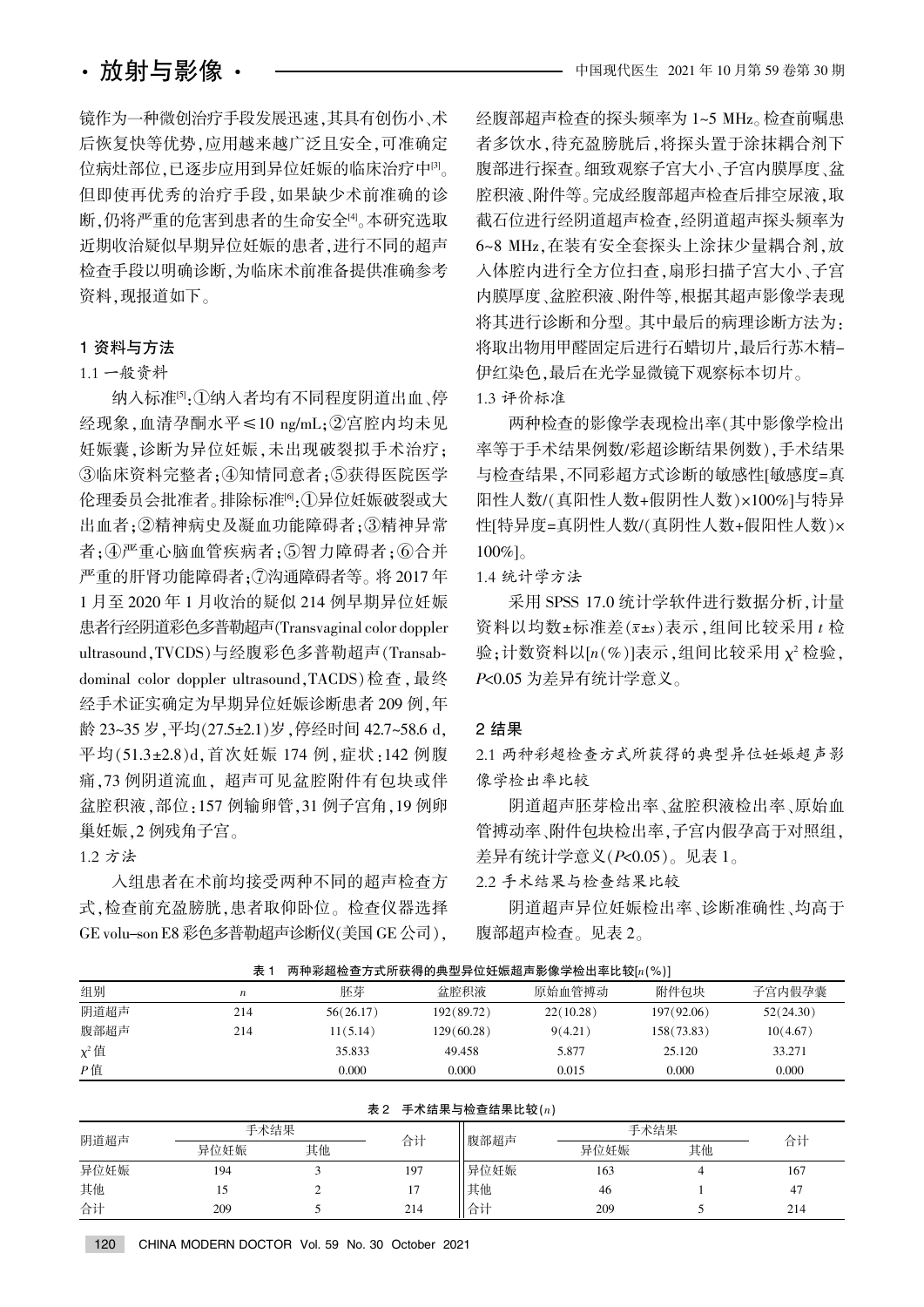镜作为一种微创治疗手段发展迅速，其具有创伤小、术后恢复快等优势，应用越来越广泛且安全，可准确定位病灶部位，已逐步应用到异位妊娠的临床治疗中[3]。但即使再优秀的治疗手段，如果缺少术前准确的诊断，仍将严重的危害到患者的生命安全[4]。本研究选取近期收治疑似早期异位妊娠的患者，进行不同的超声检查手段以明确诊断，为临床术前准备提供准确参考资料，现报道如下。

## 1 资料与方法

### 1.1 一般资料

纳入标准[5]：①纳入者均有不同程度阴道出血、停经现象，血清孕酮水平≤10 ng/mL；②宫腔内均未见妊娠囊，诊断为异位妊娠，未出现破裂拟手术治疗；③临床资料完整者；④知情同意者；⑤获得医院医学伦理委员会批准者。排除标准[6]：①异位妊娠破裂或大出血者；②精神病史及凝血功能障碍者；③精神异常者；④严重心脑血管疾病者；⑤智力障碍者；⑥合并严重的肝肾功能障碍者；⑦沟通障碍者等。将 2017 年 1 月至 2020 年 1 月收治的疑似 214 例早期异位妊娠患者行经阴道彩色多普勒超声(Transvaginal color doppler ultrasound，TVCDS)与经腹彩色多普勒超声(Transabdominal color doppler ultrasound，TACDS)检查，最终经手术证实确定为早期异位妊娠诊断患者 209 例，年龄 23~35 岁，平均(27.5±2.1)岁，停经时间 42.7~58.6 d，平均(51.3±2.8)d，首次妊娠 174 例，症状：142 例腹痛，73 例阴道流血，超声可见盆腔附件有包块或伴盆腔积液，部位：157 例输卵管，31 例子宫角，19 例卵巢妊娠，2 例残角子宫。

### 1.2 方法

入组患者在术前均接受两种不同的超声检查方式，检查前充盈膀胱，患者取仰卧位。检查仪器选择 GE volu-son E8 彩色多普勒超声诊断仪(美国 GE 公司)，经腹部超声检查的探头频率为 1~5 MHz。检查前嘱患者多饮水，待充盈膀胱后，将探头置于涂抹耦合剂下腹部进行探查。细致观察子宫大小、子宫内膜厚度、盆腔积液、附件等。完成经腹部超声检查后排空尿液，取截石位进行经阴道超声检查，经阴道超声探头频率为 6~8 MHz，在装有安全套探头上涂抹少量耦合剂，放入体腔内进行全方位扫查，扇形扫描子宫大小、子宫内膜厚度、盆腔积液、附件等，根据其超声影像学表现将其进行诊断和分型。其中最后的病理诊断方法为：将取出物用甲醛固定后进行石蜡切片，最后行苏木精-伊红染色，最后在光学显微镜下观察标本切片。

### 1.3 评价标准

两种检查的影像学表现检出率(其中影像学检出率等于手术结果例数/彩超诊断结果例数)，手术结果与检查结果，不同彩超方式诊断的敏感性[敏感度=真阳性人数/(真阳性人数+假阴性人数)×100%]与特异性[特异度=真阴性人数/(真阴性人数+假阳性人数)×100%]。

### 1.4 统计学方法

采用 SPSS 17.0 统计学软件进行数据分析，计量资料以均数±标准差($\bar{x}\pm s$)表示，组间比较采用 $t$ 检验；计数资料以[$n$(%)]表示，组间比较采用 $\chi^2$ 检验，$P<0.05$ 为差异有统计学意义。

## 2 结果

### 2.1 两种彩超检查方式所获得的典型异位妊娠超声影像学检出率比较

阴道超声胚芽检出率、盆腔积液检出率、原始血管搏动率、附件包块检出率，子宫内假孕高于对照组，差异有统计学意义($P<0.05$)。见表 1。

### 2.2 手术结果与检查结果比较

阴道超声异位妊娠检出率、诊断准确性、均高于腹部超声检查。见表 2。

表 1　两种彩超检查方式所获得的典型异位妊娠超声影像学检出率比较[$n$(%)]

| 组别 | $n$ | 胚芽 | 盆腔积液 | 原始血管搏动 | 附件包块 | 子宫内假孕囊 |
|---|---|---|---|---|---|---|
| 阴道超声 | 214 | 56(26.17) | 192(89.72) | 22(10.28) | 197(92.06) | 52(24.30) |
| 腹部超声 | 214 | 11(5.14) | 129(60.28) | 9(4.21) | 158(73.83) | 10(4.67) |
| $\chi^2$ 值 | | 35.833 | 49.458 | 5.877 | 25.120 | 33.271 |
| $P$ 值 | | 0.000 | 0.000 | 0.015 | 0.000 | 0.000 |

表 2　手术结果与检查结果比较($n$)

| 阴道超声 | 手术结果 | | 合计 | 腹部超声 | 手术结果 | | 合计 |
|---|---|---|---|---|---|---|---|
| | 异位妊娠 | 其他 | | | 异位妊娠 | 其他 | |
| 异位妊娠 | 194 | 3 | 197 | 异位妊娠 | 163 | 4 | 167 |
| 其他 | 15 | 2 | 17 | 其他 | 46 | 1 | 47 |
| 合计 | 209 | 5 | 214 | 合计 | 209 | 5 | 214 |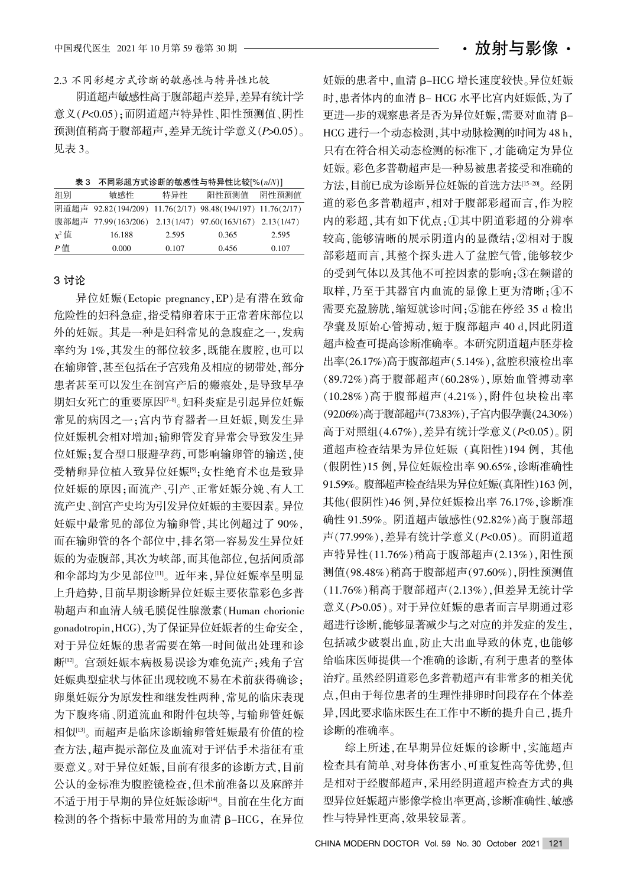### 2.3 不同彩超方式诊断的敏感性与特异性比较

阴道超声敏感性高于腹部超声差异,差异有统计学意义($P$<0.05);而阴道超声特异性、阳性预测值、阴性预测值稍高于腹部超声,差异无统计学意义($P$>0.05)。见表3。

表3 不同彩超方式诊断的敏感性与特异性比较[%($n/N$)]

| 组别 | 敏感性 | 特异性 | 阳性预测值 | 阴性预测值 |
|---|---|---|---|---|
| 阴道超声 | 92.82(194/209) | 11.76(2/17) | 98.48(194/197) | 11.76(2/17) |
| 腹部超声 | 77.99(163/206) | 2.13(1/47) | 97.60(163/167) | 2.13(1/47) |
| $\chi^2$值 | 16.188 | 2.595 | 0.365 | 2.595 |
| $P$值 | 0.000 | 0.107 | 0.456 | 0.107 |

## 3 讨论

异位妊娠(Ectopic pregnancy,EP)是有潜在致命危险性的妇科急症,指受精卵着床于正常着床部位以外的妊娠。其是一种是妇科常见的急腹症之一,发病率约为1%,其发生的部位较多,既能在腹腔,也可以在输卵管,甚至包括在子宫残角及相应的韧带处,部分患者甚至可以发生在剖宫产后的瘢痕处,是导致早孕期妇女死亡的重要原因[7-8]。妇科炎症是引起异位妊娠常见的病因之一;宫内节育器者一旦妊娠,则发生异位妊娠机会相对增加;输卵管发育异常会导致发生异位妊娠;复合型口服避孕药,可影响输卵管的输送,使受精卵异位植入致异位妊娠[9];女性绝育术也是致异位妊娠的原因;而流产、引产、正常妊娠分娩、有人工流产史、剖宫产史均为引发异位妊娠的主要因素。异位妊娠中最常见的部位为输卵管,其比例超过了90%,而在输卵管的各个部位中,排名第一容易发生异位妊娠的为壶腹部,其次为峡部,而其他部位,包括间质部和伞部均为少见部位[11]。近年来,异位妊娠率呈明显上升趋势,目前早期诊断异位妊娠主要依靠彩色多普勒超声和血清人绒毛膜促性腺激素(Human chorionic gonadotropin,HCG),为了保证异位妊娠者的生命安全,对于异位妊娠的患者需要在第一时间做出处理和诊断[12]。宫颈妊娠本病极易误诊为难免流产;残角子宫妊娠典型症状与体征出现较晚不易在术前获得确诊;卵巢妊娠分为原发性和继发性两种,常见的临床表现为下腹疼痛、阴道流血和附件包块等,与输卵管妊娠相似[13]。而超声是临床诊断输卵管妊娠最有价值的检查方法,超声提示部位及血流对于评估手术指征有重要意义。对于异位妊娠,目前有很多的诊断方式,目前公认的金标准为腹腔镜检查,但术前准备以及麻醉并不适于用于早期的异位妊娠诊断[14]。目前在生化方面检测的各个指标中最常用的为血清β-HCG,在异位妊娠的患者中,血清β-HCG增长速度较快。异位妊娠时,患者体内的血清β-HCG水平比宫内妊娠低,为了更进一步的观察患者是否为异位妊娠,需要对血清β-HCG进行一个动态检测,其中动脉检测的时间为48 h,只有在符合相关动态检测的标准下,才能确定为异位妊娠。彩色多普勒超声是一种易被患者接受和准确的方法,目前已成为诊断异位妊娠的首选方法[15-20]。经阴道的彩色多普勒超声,相对于腹部彩超而言,作为腔内的彩超,其有如下优点:①其中阴道彩超的分辨率较高,能够清晰的展示阴道内的显微结;②相对于腹部彩超而言,其整个探头进入了盆腔气管,能够较少的受到气体以及其他不可控因素的影响;③在频谱的取样,乃至于其器官内血流的显像上更为清晰;④不需要充盈膀胱,缩短就诊时间;⑤能在停经35 d检出孕囊及原始心管搏动,短于腹部超声40 d,因此阴道超声检查可提高诊断准确率。本研究阴道超声胚芽检出率(26.17%)高于腹部超声(5.14%),盆腔积液检出率(89.72%)高于腹部超声(60.28%),原始血管搏动率(10.28%)高于腹部超声(4.21%),附件包块检出率(92.06%)高于腹部超声(73.83%),子宫内假孕囊(24.30%)高于对照组(4.67%),差异有统计学意义($P$<0.05)。阴道超声检查结果为异位妊娠(真阳性)194例,其他(假阴性)15例,异位妊娠检出率90.65%,诊断准确性91.59%。腹部超声检查结果为异位妊娠(真阳性)163例,其他(假阴性)46例,异位妊娠检出率76.17%,诊断准确性91.59%。阴道超声敏感性(92.82%)高于腹部超声(77.99%),差异有统计学意义($P$<0.05)。而阴道超声特异性(11.76%)稍高于腹部超声(2.13%),阳性预测值(98.48%)稍高于腹部超声(97.60%),阴性预测值(11.76%)稍高于腹部超声(2.13%),但差异无统计学意义($P$>0.05)。对于异位妊娠的患者而言早期通过彩超进行诊断,能够显著减少与之对应的并发症的发生,包括减少破裂出血,防止大出血导致的休克,也能够给临床医师提供一个准确的诊断,有利于患者的整体治疗。虽然经阴道彩色多普勒超声有非常多的相关优点,但由于每位患者的生理性排卵时间段存在个体差异,因此要求临床医生在工作中不断的提升自己,提升诊断的准确率。

综上所述,在早期异位妊娠的诊断中,实施超声检查具有简单、对身体伤害小、可重复性高等优势,但是相对于经腹部超声,采用经阴道超声检查方式的典型异位妊娠超声影像学检出率更高,诊断准确性、敏感性与特异性更高,效果较显著。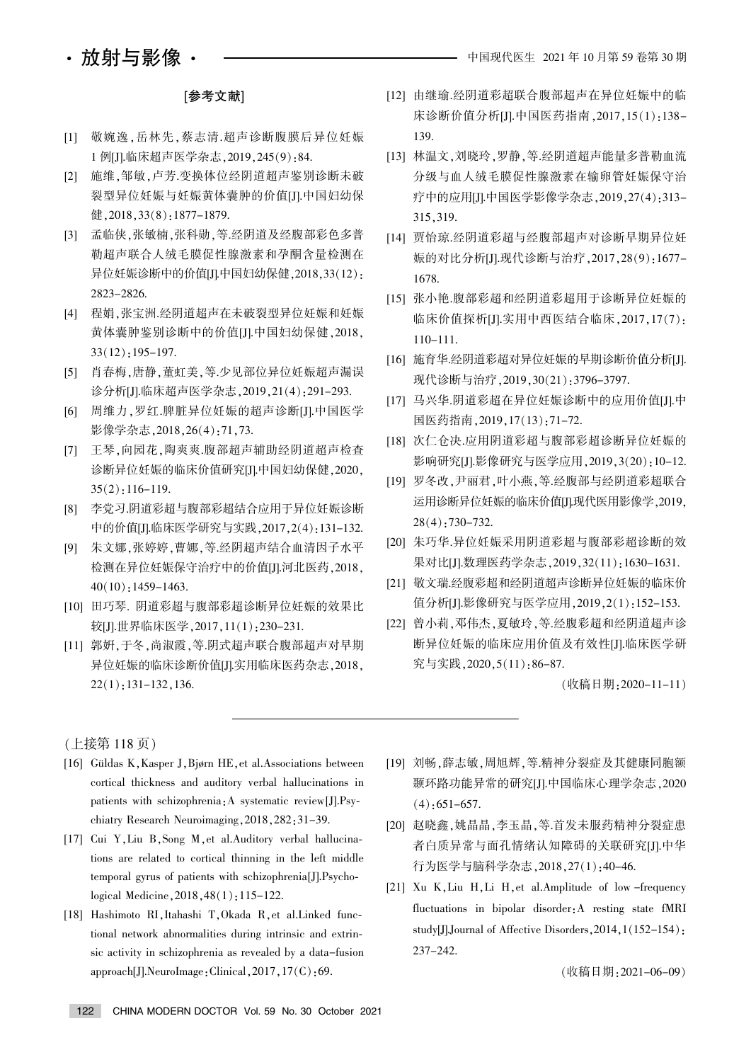## [参考文献]

[1] 敬婉逸,岳林先,蔡志清.超声诊断腹膜后异位妊娠1例[J].临床超声医学杂志,2019,245(9):84.

[2] 施维,邹敏,卢芳.变换体位经阴道超声鉴别诊断未破裂型异位妊娠与妊娠黄体囊肿的价值[J].中国妇幼保健,2018,33(8):1877-1879.

[3] 孟临侠,张敏楠,张科勋,等.经阴道及经腹部彩色多普勒超声联合人绒毛膜促性腺激素和孕酮含量检测在异位妊娠诊断中的价值[J].中国妇幼保健,2018,33(12):2823-2826.

[4] 程娟,张宝洲.经阴道超声在未破裂型异位妊娠和妊娠黄体囊肿鉴别诊断中的价值[J].中国妇幼保健,2018,33(12):195-197.

[5] 肖春梅,唐静,董虹美,等.少见部位异位妊娠超声漏误诊分析[J].临床超声医学杂志,2019,21(4):291-293.

[6] 周维力,罗红.脾脏异位妊娠的超声诊断[J].中国医学影像学杂志,2018,26(4):71,73.

[7] 王琴,向园花,陶爽爽.腹部超声辅助经阴道超声检查诊断异位妊娠的临床价值研究[J].中国妇幼保健,2020,35(2):116-119.

[8] 李党习.阴道彩超与腹部彩超结合应用于异位妊娠诊断中的价值[J].临床医学研究与实践,2017,2(4):131-132.

[9] 朱文娜,张婷婷,曹娜,等.经阴超声结合血清因子水平检测在异位妊娠保守治疗中的价值[J].河北医药,2018,40(10):1459-1463.

[10] 田巧琴. 阴道彩超与腹部彩超诊断异位妊娠的效果比较[J].世界临床医学,2017,11(1):230-231.

[11] 郭妍,于冬,尚淑霞,等.阴式超声联合腹部超声对早期异位妊娠的临床诊断价值[J].实用临床医药杂志,2018,22(1):131-132,136.

[12] 由继瑜.经阴道彩超联合腹部超声在异位妊娠中的临床诊断价值分析[J].中国医药指南,2017,15(1):138-139.

[13] 林温文,刘晓玲,罗静,等.经阴道超声能量多普勒血流分级与血人绒毛膜促性腺激素在输卵管妊娠保守治疗中的应用[J].中国医学影像学杂志,2019,27(4):313-315,319.

[14] 贾怡琼.经阴道彩超与经腹部超声对诊断早期异位妊娠的对比分析[J].现代诊断与治疗,2017,28(9):1677-1678.

[15] 张小艳.腹部彩超和经阴道彩超用于诊断异位妊娠的临床价值探析[J].实用中西医结合临床,2017,17(7):110-111.

[16] 施青华.经阴道彩超对异位妊娠的早期诊断价值分析[J].现代诊断与治疗,2019,30(21):3796-3797.

[17] 马兴华.阴道彩超在异位妊娠诊断中的应用价值[J].中国医药指南,2019,17(13):71-72.

[18] 次仁仓决.应用阴道彩超与腹部彩超诊断异位妊娠的影响研究[J].影像研究与医学应用,2019,3(20):10-12.

[19] 罗冬改,尹丽君,叶小燕,等.经腹部与经阴道彩超联合运用诊断异位妊娠的临床价值[J].现代医用影像学,2019,28(4):730-732.

[20] 朱巧华.异位妊娠采用阴道彩超与腹部彩超诊断的效果对比[J].数理医药学杂志,2019,32(11):1630-1631.

[21] 敬文瑞.经腹彩超和经阴道超声诊断异位妊娠的临床价值分析[J].影像研究与医学应用,2019,2(1):152-153.

[22] 曾小莉,邓伟杰,夏敏玲,等.经腹彩超和经阴道超声诊断异位妊娠的临床应用价值及有效性[J].临床医学研究与实践,2020,5(11):86-87.

(收稿日期:2020-11-11)

(上接第118页)

[16] Güldas K,Kasper J,Bjørn HE,et al.Associations between cortical thickness and auditory verbal hallucinations in patients with schizophrenia:A systematic review[J].Psychiatry Research Neuroimaging,2018,282:31-39.

[17] Cui Y,Liu B,Song M,et al.Auditory verbal hallucinations are related to cortical thinning in the left middle temporal gyrus of patients with schizophrenia[J].Psychological Medicine,2018,48(1):115-122.

[18] Hashimoto RI,Itahashi T,Okada R,et al.Linked functional network abnormalities during intrinsic and extrinsic activity in schizophrenia as revealed by a data-fusion approach[J].NeuroImage:Clinical,2017,17(C):69.

[19] 刘畅,薛志敏,周旭辉,等.精神分裂症及其健康同胞额颞环路功能异常的研究[J].中国临床心理学杂志,2020(4):651-657.

[20] 赵晓鑫,姚晶晶,李玉晶,等.首发未服药精神分裂症患者白质异常与面孔情绪认知障碍的关联研究[J].中华行为医学与脑科学杂志,2018,27(1):40-46.

[21] Xu K,Liu H,Li H,et al.Amplitude of low-frequency fluctuations in bipolar disorder:A resting state fMRI study[J].Journal of Affective Disorders,2014,1(152-154):237-242.

(收稿日期:2021-06-09)